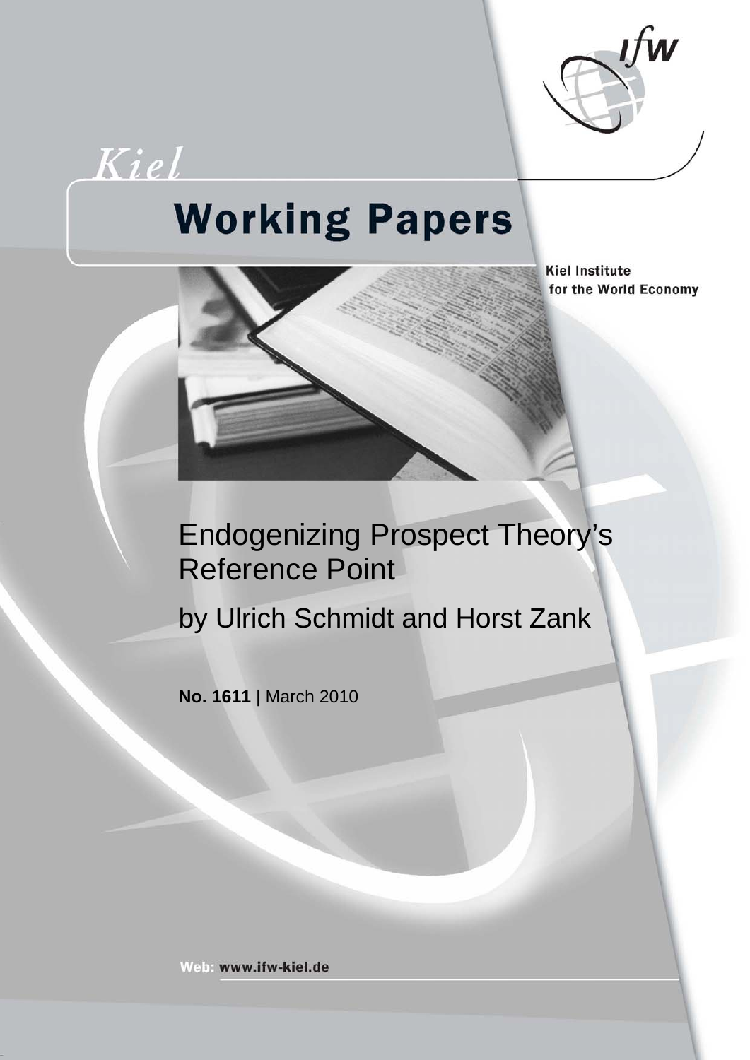Kiel

# Working Papers

Kiel Institute for the World Economy

# Endogenizing Prospect Theory's Reference Point

by Ulrich Schmidt and Horst Zank

**No. 1611** | March 2010

Web: www.ifw-kiel.de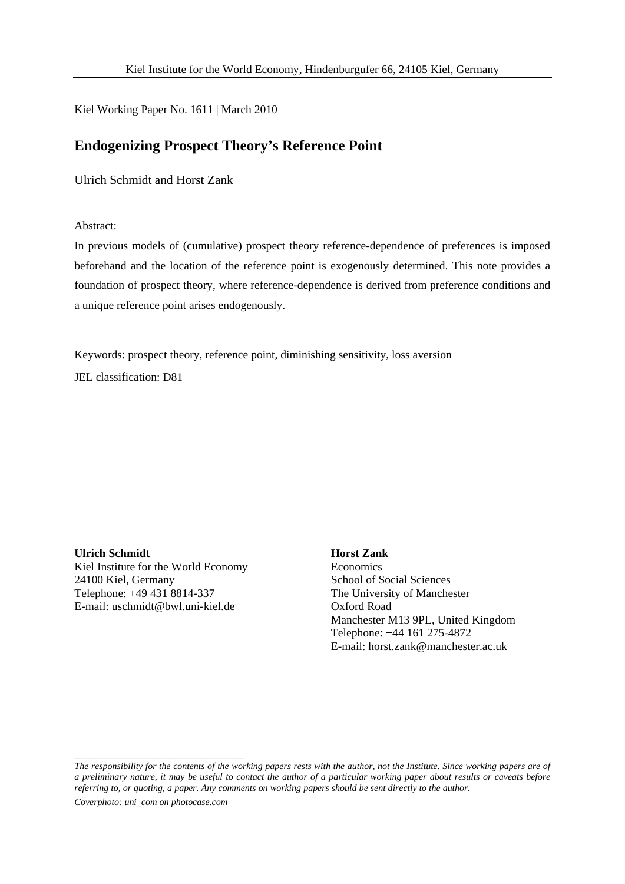Kiel Institute for the World Economy, Hindenburgufer 66, 24105 Kiel, Germany

Kiel Working Paper No. 1611 | March 2010

# Endogenizing Prospect Theory's Reference Point

Ulrich Schmidt and Horst Zank

Abstract:

In previous models of (cumulative) prospect theory reference-dependence of preferences is imposed beforehand and the location of the reference point is exogenously determined. This note provides a foundation of prospect theory, where reference-dependence is derived from preference conditions and a unique reference point arises endogenously.

Keywords: prospect theory, reference point, diminishing sensitivity, loss aversion

JEL classification: D81

**Ulrich Schmidt**
Kiel Institute for the World Economy
24100 Kiel, Germany
Telephone: +49 431 8814-337
E-mail: uschmidt@bwl.uni-kiel.de

**Horst Zank**
Economics
School of Social Sciences
The University of Manchester
Oxford Road
Manchester M13 9PL, United Kingdom
Telephone: +44 161 275-4872
E-mail: horst.zank@manchester.ac.uk

---

*The responsibility for the contents of the working papers rests with the author, not the Institute. Since working papers are of a preliminary nature, it may be useful to contact the author of a particular working paper about results or caveats before referring to, or quoting, a paper. Any comments on working papers should be sent directly to the author.*

*Coverphoto: uni_com on photocase.com*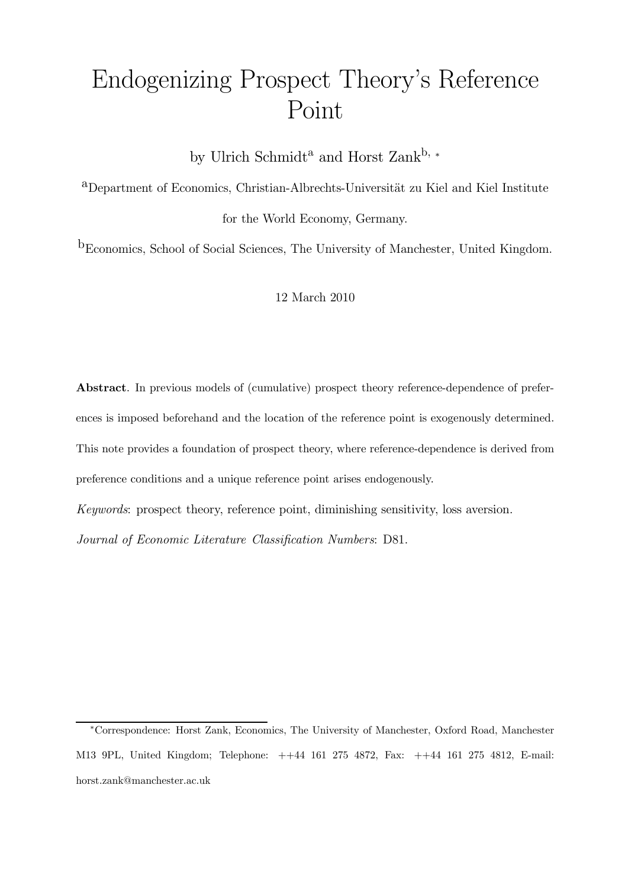# Endogenizing Prospect Theory's Reference Point

by Ulrich Schmidt[a] and Horst Zank[b, *]

[a]Department of Economics, Christian-Albrechts-Universität zu Kiel and Kiel Institute for the World Economy, Germany.

[b]Economics, School of Social Sciences, The University of Manchester, United Kingdom.

12 March 2010

**Abstract**. In previous models of (cumulative) prospect theory reference-dependence of preferences is imposed beforehand and the location of the reference point is exogenously determined. This note provides a foundation of prospect theory, where reference-dependence is derived from preference conditions and a unique reference point arises endogenously.

*Keywords*: prospect theory, reference point, diminishing sensitivity, loss aversion.

*Journal of Economic Literature Classification Numbers*: D81.

---

[*]Correspondence: Horst Zank, Economics, The University of Manchester, Oxford Road, Manchester M13 9PL, United Kingdom; Telephone: ++44 161 275 4872, Fax: ++44 161 275 4812, E-mail: horst.zank@manchester.ac.uk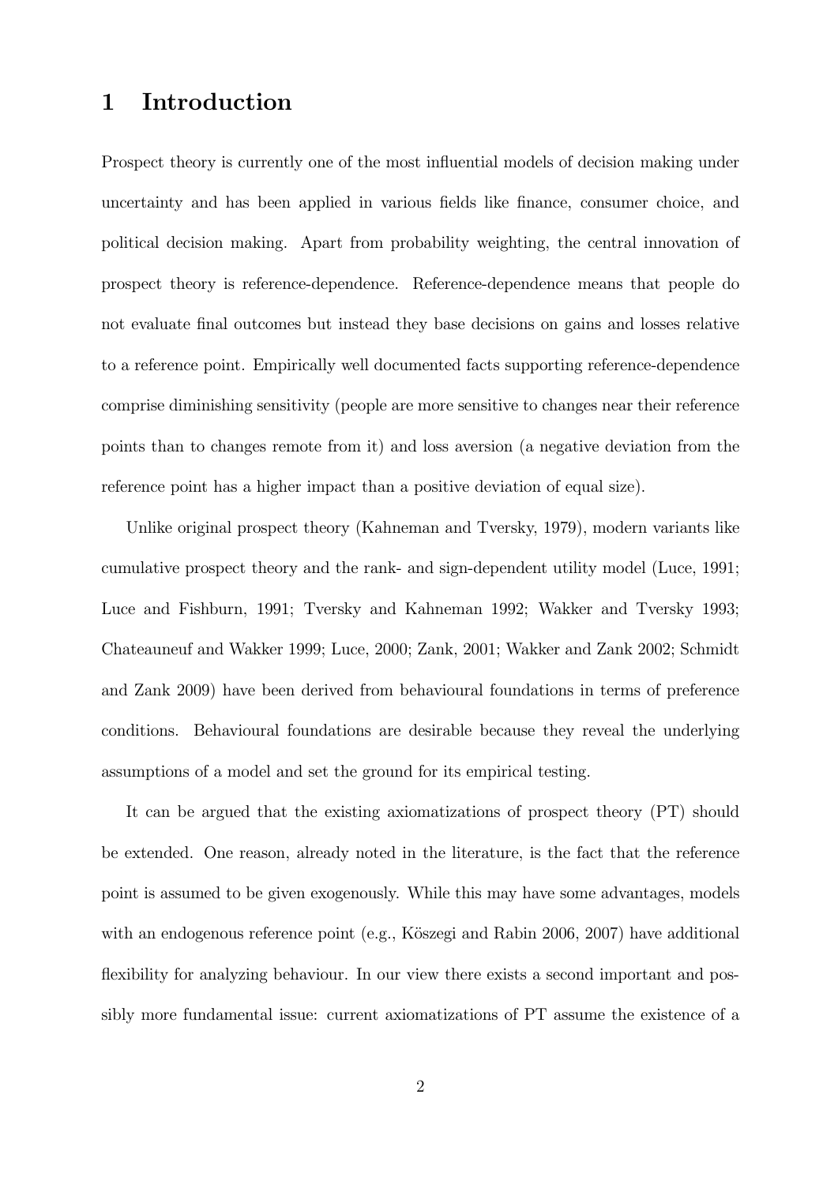# 1 Introduction

Prospect theory is currently one of the most influential models of decision making under uncertainty and has been applied in various fields like finance, consumer choice, and political decision making. Apart from probability weighting, the central innovation of prospect theory is reference-dependence. Reference-dependence means that people do not evaluate final outcomes but instead they base decisions on gains and losses relative to a reference point. Empirically well documented facts supporting reference-dependence comprise diminishing sensitivity (people are more sensitive to changes near their reference points than to changes remote from it) and loss aversion (a negative deviation from the reference point has a higher impact than a positive deviation of equal size).

Unlike original prospect theory (Kahneman and Tversky, 1979), modern variants like cumulative prospect theory and the rank- and sign-dependent utility model (Luce, 1991; Luce and Fishburn, 1991; Tversky and Kahneman 1992; Wakker and Tversky 1993; Chateauneuf and Wakker 1999; Luce, 2000; Zank, 2001; Wakker and Zank 2002; Schmidt and Zank 2009) have been derived from behavioural foundations in terms of preference conditions. Behavioural foundations are desirable because they reveal the underlying assumptions of a model and set the ground for its empirical testing.

It can be argued that the existing axiomatizations of prospect theory (PT) should be extended. One reason, already noted in the literature, is the fact that the reference point is assumed to be given exogenously. While this may have some advantages, models with an endogenous reference point (e.g., Kőszegi and Rabin 2006, 2007) have additional flexibility for analyzing behaviour. In our view there exists a second important and possibly more fundamental issue: current axiomatizations of PT assume the existence of a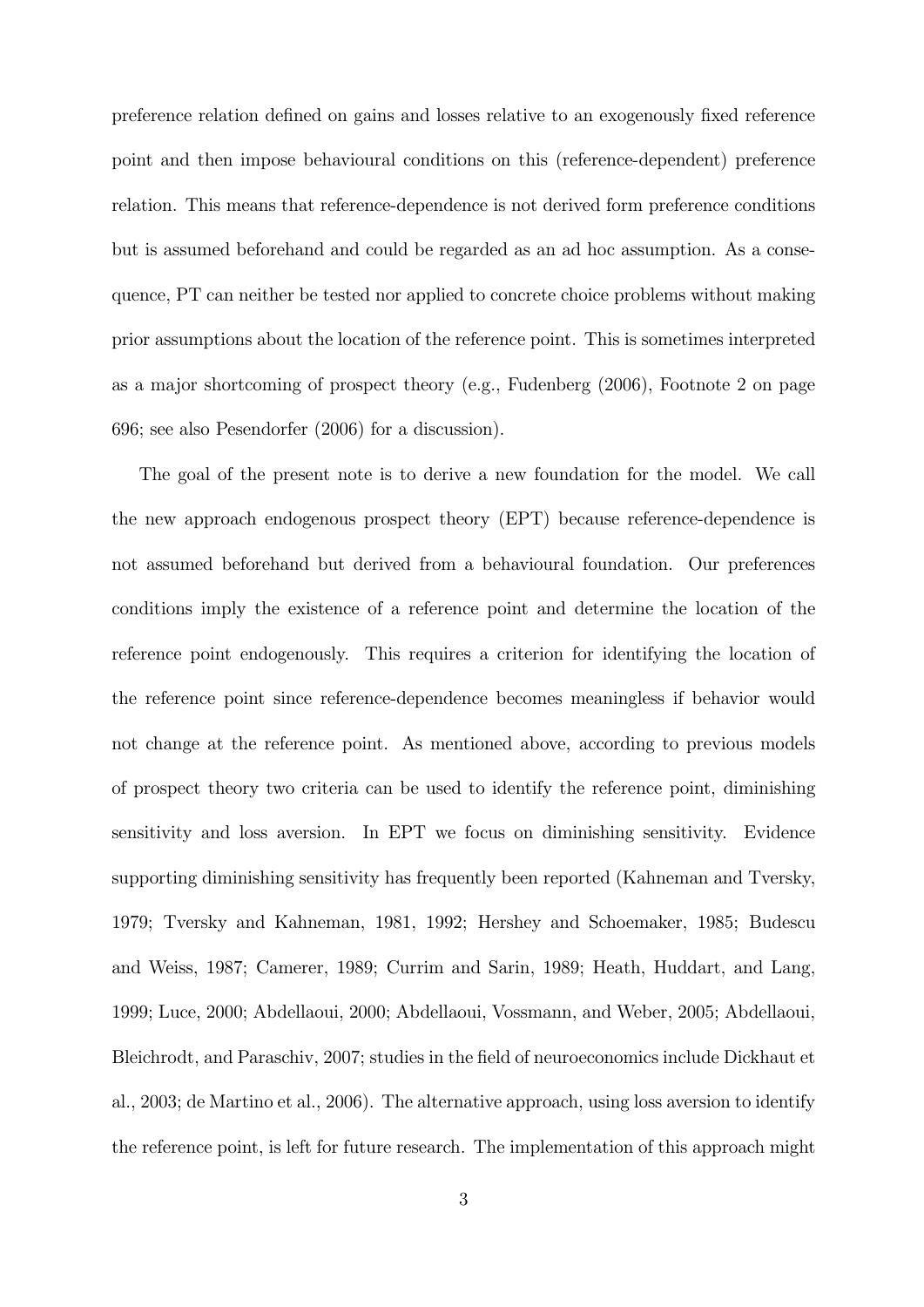preference relation defined on gains and losses relative to an exogenously fixed reference point and then impose behavioural conditions on this (reference-dependent) preference relation. This means that reference-dependence is not derived form preference conditions but is assumed beforehand and could be regarded as an ad hoc assumption. As a consequence, PT can neither be tested nor applied to concrete choice problems without making prior assumptions about the location of the reference point. This is sometimes interpreted as a major shortcoming of prospect theory (e.g., Fudenberg (2006), Footnote 2 on page 696; see also Pesendorfer (2006) for a discussion).

The goal of the present note is to derive a new foundation for the model. We call the new approach endogenous prospect theory (EPT) because reference-dependence is not assumed beforehand but derived from a behavioural foundation. Our preferences conditions imply the existence of a reference point and determine the location of the reference point endogenously. This requires a criterion for identifying the location of the reference point since reference-dependence becomes meaningless if behavior would not change at the reference point. As mentioned above, according to previous models of prospect theory two criteria can be used to identify the reference point, diminishing sensitivity and loss aversion. In EPT we focus on diminishing sensitivity. Evidence supporting diminishing sensitivity has frequently been reported (Kahneman and Tversky, 1979; Tversky and Kahneman, 1981, 1992; Hershey and Schoemaker, 1985; Budescu and Weiss, 1987; Camerer, 1989; Currim and Sarin, 1989; Heath, Huddart, and Lang, 1999; Luce, 2000; Abdellaoui, 2000; Abdellaoui, Vossmann, and Weber, 2005; Abdellaoui, Bleichrodt, and Paraschiv, 2007; studies in the field of neuroeconomics include Dickhaut et al., 2003; de Martino et al., 2006). The alternative approach, using loss aversion to identify the reference point, is left for future research. The implementation of this approach might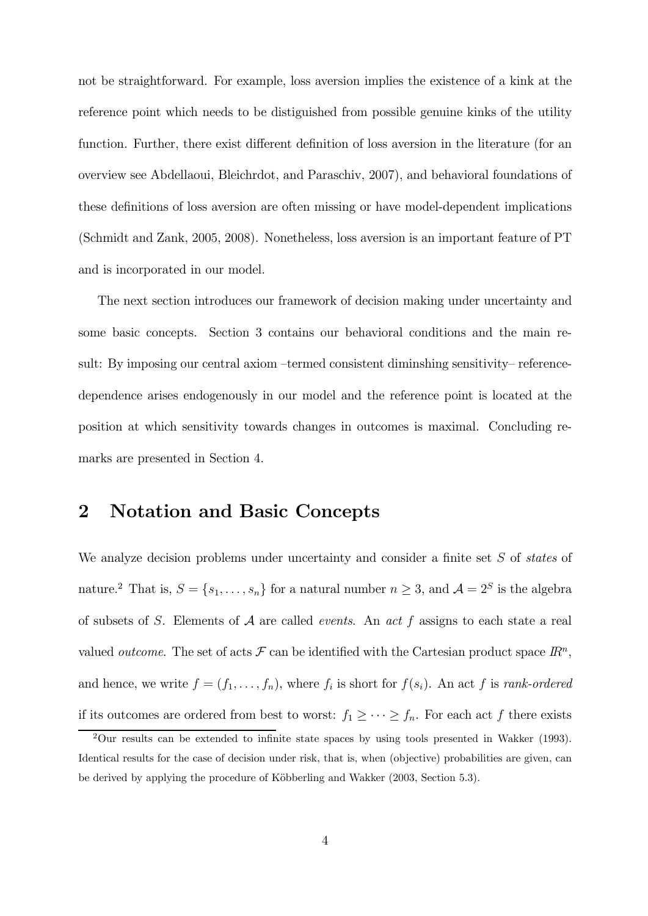not be straightforward. For example, loss aversion implies the existence of a kink at the reference point which needs to be distiguished from possible genuine kinks of the utility function. Further, there exist different definition of loss aversion in the literature (for an overview see Abdellaoui, Bleichrdot, and Paraschiv, 2007), and behavioral foundations of these definitions of loss aversion are often missing or have model-dependent implications (Schmidt and Zank, 2005, 2008). Nonetheless, loss aversion is an important feature of PT and is incorporated in our model.

The next section introduces our framework of decision making under uncertainty and some basic concepts. Section 3 contains our behavioral conditions and the main result: By imposing our central axiom –termed consistent diminshing sensitivity– reference-dependence arises endogenously in our model and the reference point is located at the position at which sensitivity towards changes in outcomes is maximal. Concluding remarks are presented in Section 4.

## 2 Notation and Basic Concepts

We analyze decision problems under uncertainty and consider a finite set $S$ of *states* of nature.[2] That is, $S = \{s_1, \ldots, s_n\}$ for a natural number $n \geq 3$, and $\mathcal{A} = 2^S$ is the algebra of subsets of $S$. Elements of $\mathcal{A}$ are called *events*. An *act* $f$ assigns to each state a real valued *outcome*. The set of acts $\mathcal{F}$ can be identified with the Cartesian product space $I\!R^n$, and hence, we write $f = (f_1, \ldots, f_n)$, where $f_i$ is short for $f(s_i)$. An act $f$ is *rank-ordered* if its outcomes are ordered from best to worst: $f_1 \geq \cdots \geq f_n$. For each act $f$ there exists

[2] Our results can be extended to infinite state spaces by using tools presented in Wakker (1993). Identical results for the case of decision under risk, that is, when (objective) probabilities are given, can be derived by applying the procedure of Köbberling and Wakker (2003, Section 5.3).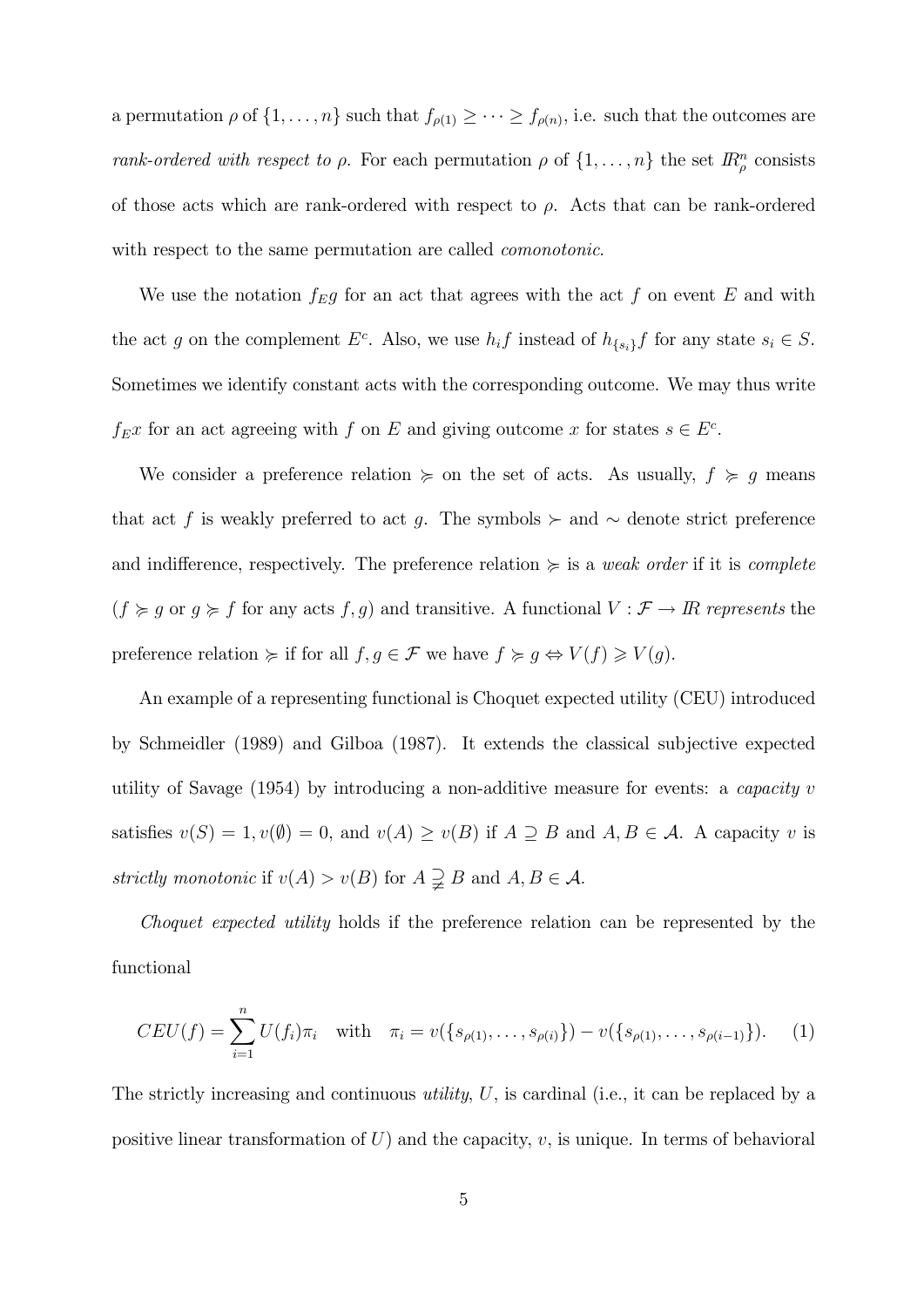a permutation $\rho$ of $\{1, \ldots, n\}$ such that $f_{\rho(1)} \geq \cdots \geq f_{\rho(n)}$, i.e. such that the outcomes are *rank-ordered with respect to* $\rho$. For each permutation $\rho$ of $\{1, \ldots, n\}$ the set $I\!R^n_\rho$ consists of those acts which are rank-ordered with respect to $\rho$. Acts that can be rank-ordered with respect to the same permutation are called *comonotonic*.

We use the notation $f_E g$ for an act that agrees with the act $f$ on event $E$ and with the act $g$ on the complement $E^c$. Also, we use $h_i f$ instead of $h_{\{s_i\}} f$ for any state $s_i \in S$. Sometimes we identify constant acts with the corresponding outcome. We may thus write $f_E x$ for an act agreeing with $f$ on $E$ and giving outcome $x$ for states $s \in E^c$.

We consider a preference relation $\succcurlyeq$ on the set of acts. As usually, $f \succcurlyeq g$ means that act $f$ is weakly preferred to act $g$. The symbols $\succ$ and $\sim$ denote strict preference and indifference, respectively. The preference relation $\succcurlyeq$ is a *weak order* if it is *complete* ($f \succcurlyeq g$ or $g \succcurlyeq f$ for any acts $f, g$) and transitive. A functional $V : \mathcal{F} \to I\!R$ *represents* the preference relation $\succcurlyeq$ if for all $f, g \in \mathcal{F}$ we have $f \succcurlyeq g \Leftrightarrow V(f) \geqslant V(g)$.

An example of a representing functional is Choquet expected utility (CEU) introduced by Schmeidler (1989) and Gilboa (1987). It extends the classical subjective expected utility of Savage (1954) by introducing a non-additive measure for events: a *capacity* $v$ satisfies $v(S) = 1, v(\emptyset) = 0$, and $v(A) \geq v(B)$ if $A \supseteq B$ and $A, B \in \mathcal{A}$. A capacity $v$ is *strictly monotonic* if $v(A) > v(B)$ for $A \supsetneq B$ and $A, B \in \mathcal{A}$.

*Choquet expected utility* holds if the preference relation can be represented by the functional

$$CEU(f) = \sum_{i=1}^{n} U(f_i)\pi_i \quad \text{with} \quad \pi_i = v(\{s_{\rho(1)}, \ldots, s_{\rho(i)}\}) - v(\{s_{\rho(1)}, \ldots, s_{\rho(i-1)}\}). \qquad (1)$$

The strictly increasing and continuous *utility*, $U$, is cardinal (i.e., it can be replaced by a positive linear transformation of $U$) and the capacity, $v$, is unique. In terms of behavioral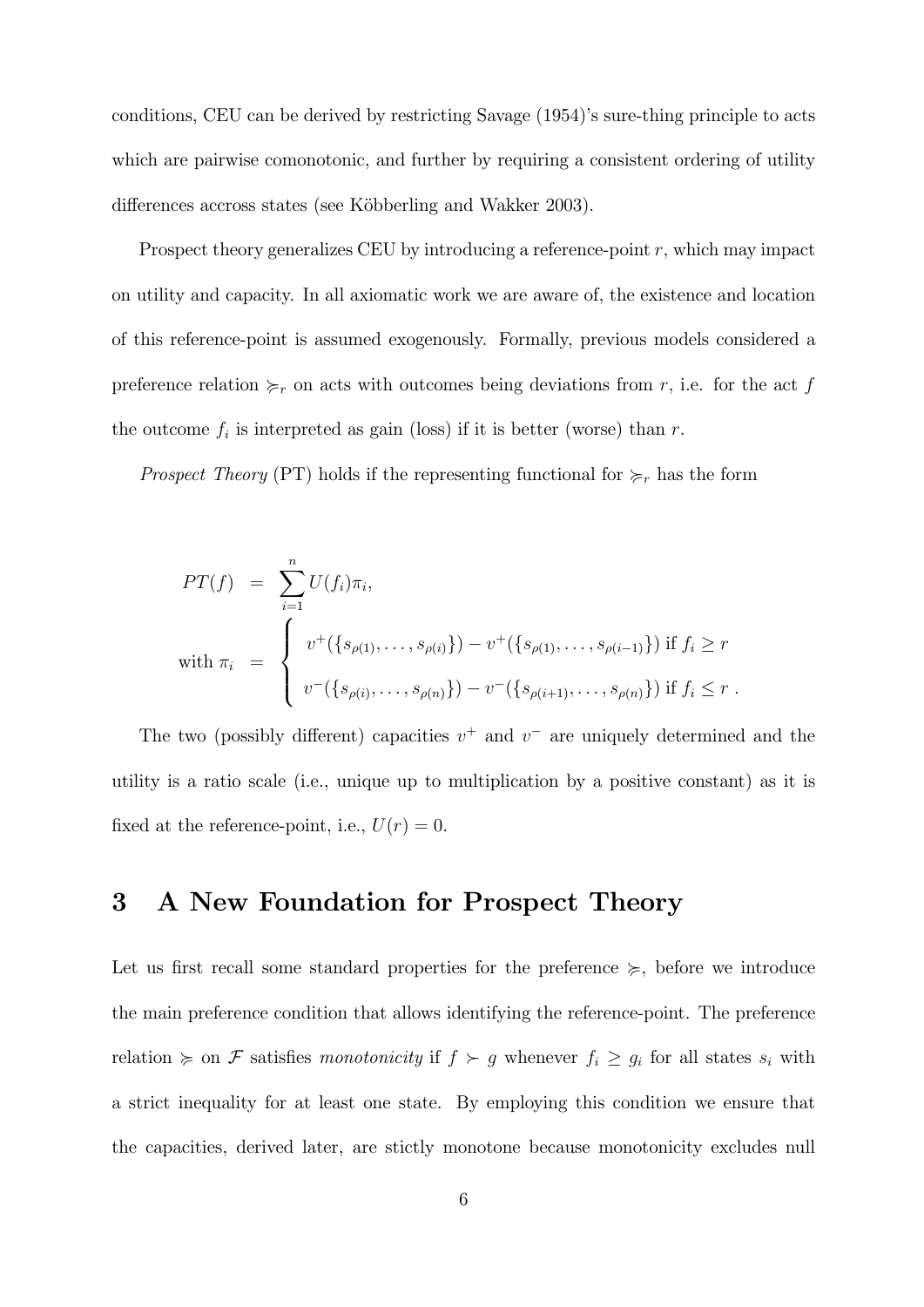conditions, CEU can be derived by restricting Savage (1954)'s sure-thing principle to acts which are pairwise comonotonic, and further by requiring a consistent ordering of utility differences accross states (see Köbberling and Wakker 2003).

Prospect theory generalizes CEU by introducing a reference-point $r$, which may impact on utility and capacity. In all axiomatic work we are aware of, the existence and location of this reference-point is assumed exogenously. Formally, previous models considered a preference relation $\succcurlyeq_r$ on acts with outcomes being deviations from $r$, i.e. for the act $f$ the outcome $f_i$ is interpreted as gain (loss) if it is better (worse) than $r$.

*Prospect Theory* (PT) holds if the representing functional for $\succcurlyeq_r$ has the form

$$
\begin{aligned}
PT(f) &= \sum_{i=1}^{n} U(f_i)\pi_i, \\
\text{with } \pi_i &= \begin{cases} v^+(\{s_{\rho(1)}, \ldots, s_{\rho(i)}\}) - v^+(\{s_{\rho(1)}, \ldots, s_{\rho(i-1)}\}) \text{ if } f_i \geq r \\ v^-(\{s_{\rho(i)}, \ldots, s_{\rho(n)}\}) - v^-(\{s_{\rho(i+1)}, \ldots, s_{\rho(n)}\}) \text{ if } f_i \leq r \ . \end{cases}
\end{aligned}
$$

The two (possibly different) capacities $v^+$ and $v^-$ are uniquely determined and the utility is a ratio scale (i.e., unique up to multiplication by a positive constant) as it is fixed at the reference-point, i.e., $U(r) = 0$.

## 3 A New Foundation for Prospect Theory

Let us first recall some standard properties for the preference $\succcurlyeq$, before we introduce the main preference condition that allows identifying the reference-point. The preference relation $\succcurlyeq$ on $\mathcal{F}$ satisfies *monotonicity* if $f \succ g$ whenever $f_i \geq g_i$ for all states $s_i$ with a strict inequality for at least one state. By employing this condition we ensure that the capacities, derived later, are stictly monotone because monotonicity excludes null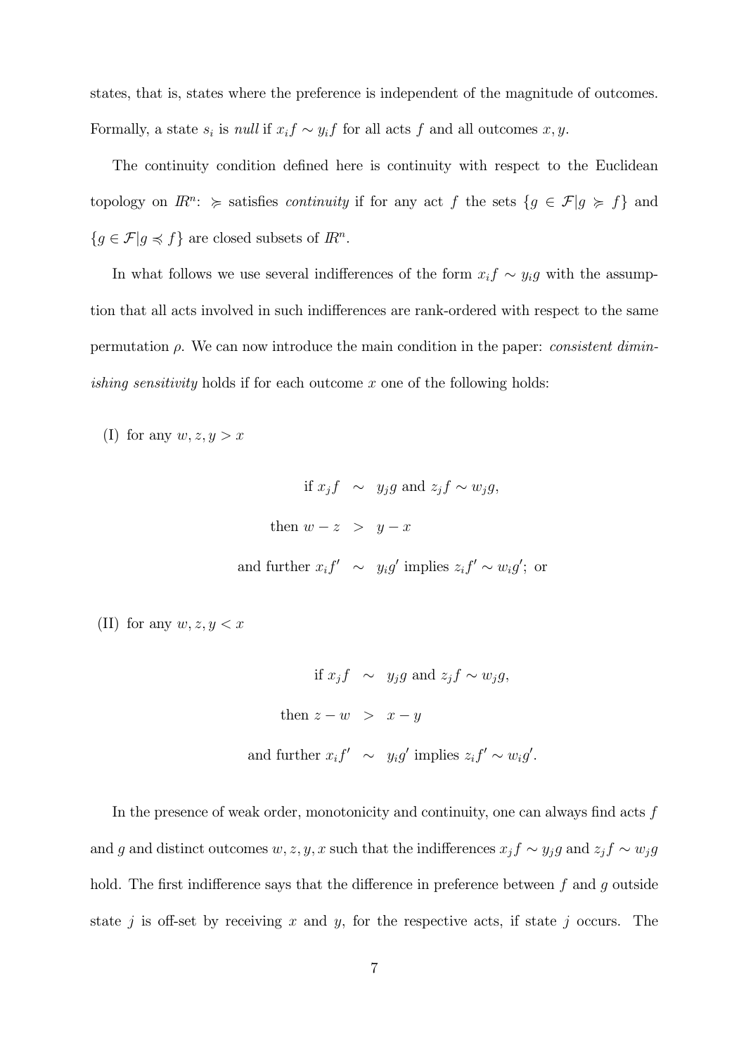states, that is, states where the preference is independent of the magnitude of outcomes. Formally, a state $s_i$ is *null* if $x_i f \sim y_i f$ for all acts $f$ and all outcomes $x, y$.

The continuity condition defined here is continuity with respect to the Euclidean topology on $I\!R^n$: $\succcurlyeq$ satisfies *continuity* if for any act $f$ the sets $\{g \in \mathcal{F} | g \succcurlyeq f\}$ and $\{g \in \mathcal{F} | g \preccurlyeq f\}$ are closed subsets of $I\!R^n$.

In what follows we use several indifferences of the form $x_i f \sim y_i g$ with the assumption that all acts involved in such indifferences are rank-ordered with respect to the same permutation $\rho$. We can now introduce the main condition in the paper: *consistent diminishing sensitivity* holds if for each outcome $x$ one of the following holds:

(I) for any $w, z, y > x$

$$
\begin{aligned}
\text{if } x_j f &\sim y_j g \text{ and } z_j f \sim w_j g, \\
\text{then } w - z &> y - x \\
\text{and further } x_i f' &\sim y_i g' \text{ implies } z_i f' \sim w_i g'; \text{ or}
\end{aligned}
$$

(II) for any $w, z, y < x$

$$
\begin{aligned}
\text{if } x_j f &\sim y_j g \text{ and } z_j f \sim w_j g, \\
\text{then } z - w &> x - y \\
\text{and further } x_i f' &\sim y_i g' \text{ implies } z_i f' \sim w_i g'.
\end{aligned}
$$

In the presence of weak order, monotonicity and continuity, one can always find acts $f$ and $g$ and distinct outcomes $w, z, y, x$ such that the indifferences $x_j f \sim y_j g$ and $z_j f \sim w_j g$ hold. The first indifference says that the difference in preference between $f$ and $g$ outside state $j$ is off-set by receiving $x$ and $y$, for the respective acts, if state $j$ occurs. The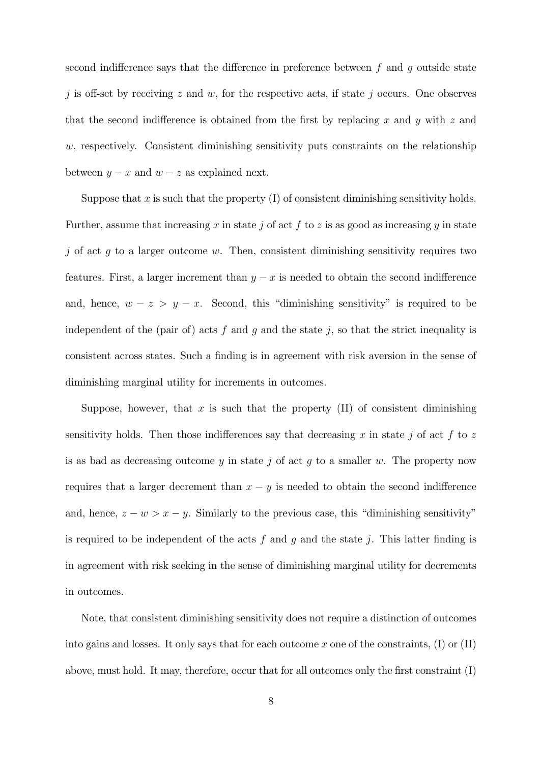second indifference says that the difference in preference between $f$ and $g$ outside state $j$ is off-set by receiving $z$ and $w$, for the respective acts, if state $j$ occurs. One observes that the second indifference is obtained from the first by replacing $x$ and $y$ with $z$ and $w$, respectively. Consistent diminishing sensitivity puts constraints on the relationship between $y - x$ and $w - z$ as explained next.

Suppose that $x$ is such that the property (I) of consistent diminishing sensitivity holds. Further, assume that increasing $x$ in state $j$ of act $f$ to $z$ is as good as increasing $y$ in state $j$ of act $g$ to a larger outcome $w$. Then, consistent diminishing sensitivity requires two features. First, a larger increment than $y - x$ is needed to obtain the second indifference and, hence, $w - z > y - x$. Second, this "diminishing sensitivity" is required to be independent of the (pair of) acts $f$ and $g$ and the state $j$, so that the strict inequality is consistent across states. Such a finding is in agreement with risk aversion in the sense of diminishing marginal utility for increments in outcomes.

Suppose, however, that $x$ is such that the property (II) of consistent diminishing sensitivity holds. Then those indifferences say that decreasing $x$ in state $j$ of act $f$ to $z$ is as bad as decreasing outcome $y$ in state $j$ of act $g$ to a smaller $w$. The property now requires that a larger decrement than $x - y$ is needed to obtain the second indifference and, hence, $z - w > x - y$. Similarly to the previous case, this "diminishing sensitivity" is required to be independent of the acts $f$ and $g$ and the state $j$. This latter finding is in agreement with risk seeking in the sense of diminishing marginal utility for decrements in outcomes.

Note, that consistent diminishing sensitivity does not require a distinction of outcomes into gains and losses. It only says that for each outcome $x$ one of the constraints, (I) or (II) above, must hold. It may, therefore, occur that for all outcomes only the first constraint (I)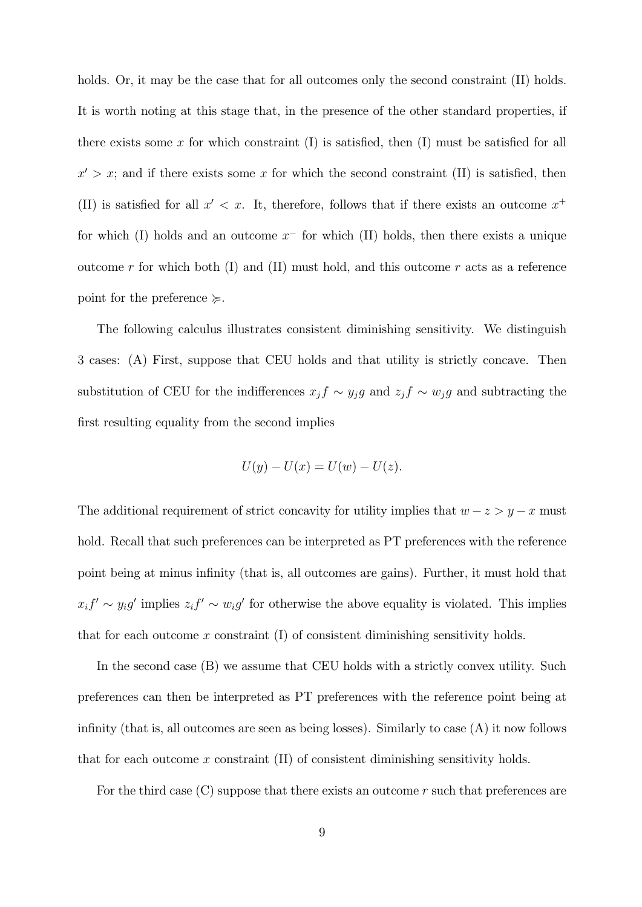holds. Or, it may be the case that for all outcomes only the second constraint (II) holds. It is worth noting at this stage that, in the presence of the other standard properties, if there exists some $x$ for which constraint (I) is satisfied, then (I) must be satisfied for all $x' > x$; and if there exists some $x$ for which the second constraint (II) is satisfied, then (II) is satisfied for all $x' < x$. It, therefore, follows that if there exists an outcome $x^+$ for which (I) holds and an outcome $x^-$ for which (II) holds, then there exists a unique outcome $r$ for which both (I) and (II) must hold, and this outcome $r$ acts as a reference point for the preference $\succcurlyeq$.

The following calculus illustrates consistent diminishing sensitivity. We distinguish 3 cases: (A) First, suppose that CEU holds and that utility is strictly concave. Then substitution of CEU for the indifferences $x_j f \sim y_j g$ and $z_j f \sim w_j g$ and subtracting the first resulting equality from the second implies

$$U(y) - U(x) = U(w) - U(z).$$

The additional requirement of strict concavity for utility implies that $w - z > y - x$ must hold. Recall that such preferences can be interpreted as PT preferences with the reference point being at minus infinity (that is, all outcomes are gains). Further, it must hold that $x_i f' \sim y_i g'$ implies $z_i f' \sim w_i g'$ for otherwise the above equality is violated. This implies that for each outcome $x$ constraint (I) of consistent diminishing sensitivity holds.

In the second case (B) we assume that CEU holds with a strictly convex utility. Such preferences can then be interpreted as PT preferences with the reference point being at infinity (that is, all outcomes are seen as being losses). Similarly to case (A) it now follows that for each outcome $x$ constraint (II) of consistent diminishing sensitivity holds.

For the third case (C) suppose that there exists an outcome $r$ such that preferences are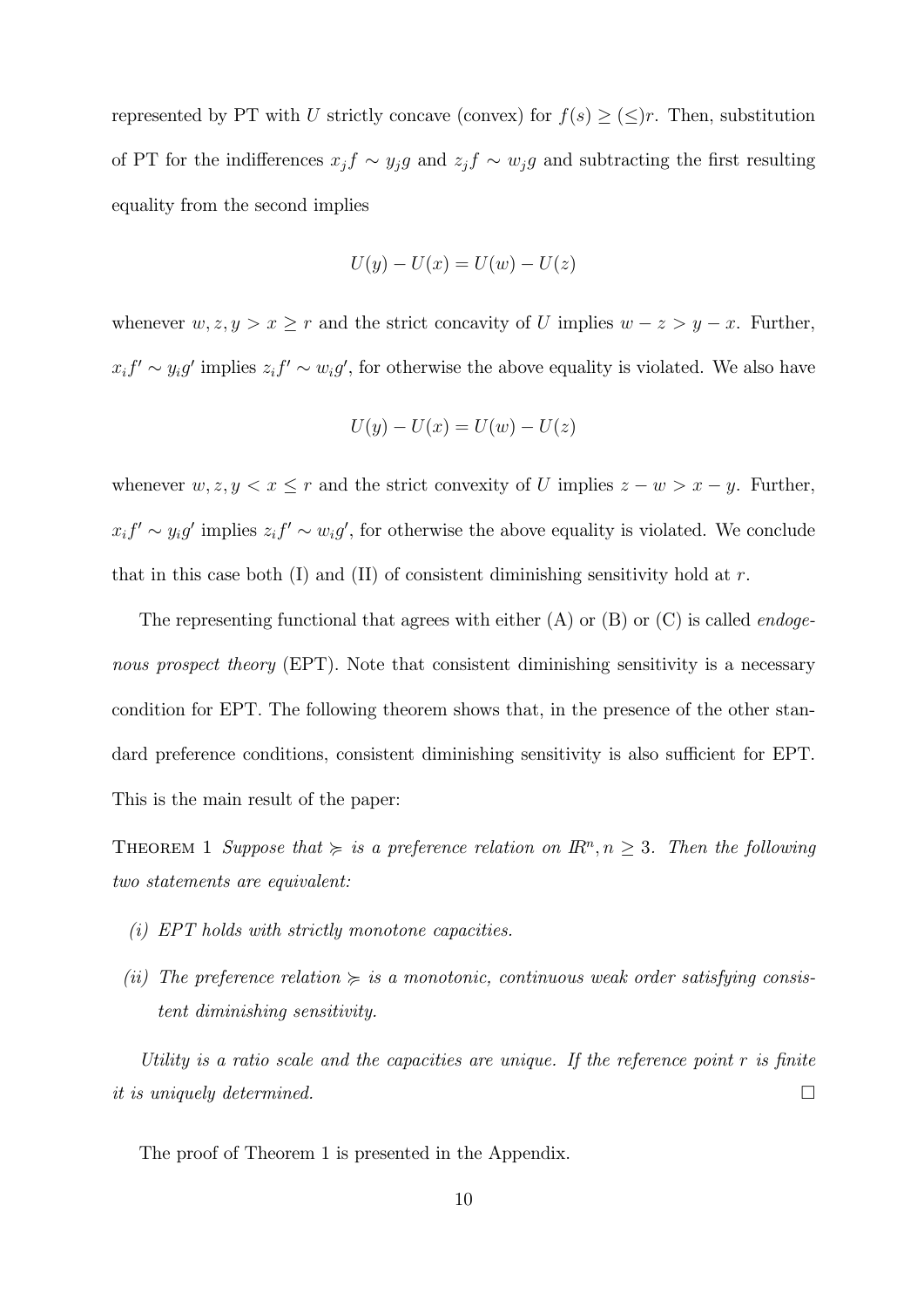represented by PT with $U$ strictly concave (convex) for $f(s) \geq (\leq) r$. Then, substitution of PT for the indifferences $x_j f \sim y_j g$ and $z_j f \sim w_j g$ and subtracting the first resulting equality from the second implies

$$U(y) - U(x) = U(w) - U(z)$$

whenever $w, z, y > x \geq r$ and the strict concavity of $U$ implies $w - z > y - x$. Further, $x_i f' \sim y_i g'$ implies $z_i f' \sim w_i g'$, for otherwise the above equality is violated. We also have

$$U(y) - U(x) = U(w) - U(z)$$

whenever $w, z, y < x \leq r$ and the strict convexity of $U$ implies $z - w > x - y$. Further, $x_i f' \sim y_i g'$ implies $z_i f' \sim w_i g'$, for otherwise the above equality is violated. We conclude that in this case both (I) and (II) of consistent diminishing sensitivity hold at $r$.

The representing functional that agrees with either (A) or (B) or (C) is called *endogenous prospect theory* (EPT). Note that consistent diminishing sensitivity is a necessary condition for EPT. The following theorem shows that, in the presence of the other standard preference conditions, consistent diminishing sensitivity is also sufficient for EPT. This is the main result of the paper:

THEOREM 1 *Suppose that $\succcurlyeq$ is a preference relation on $\mathbb{R}^n, n \geq 3$. Then the following two statements are equivalent:*

*(i) EPT holds with strictly monotone capacities.*

*(ii) The preference relation $\succcurlyeq$ is a monotonic, continuous weak order satisfying consistent diminishing sensitivity.*

*Utility is a ratio scale and the capacities are unique. If the reference point $r$ is finite it is uniquely determined.* □

The proof of Theorem 1 is presented in the Appendix.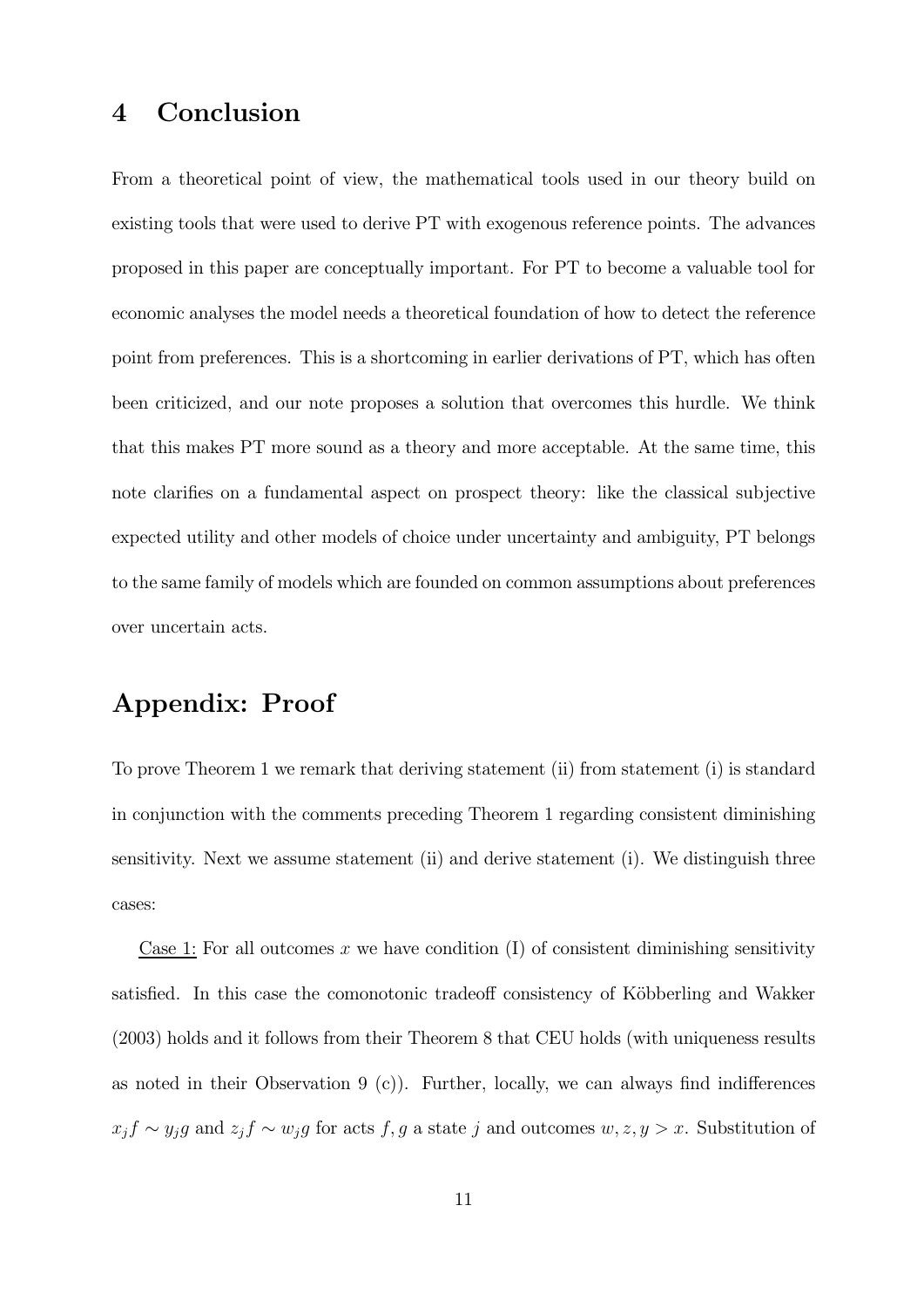## 4 Conclusion

From a theoretical point of view, the mathematical tools used in our theory build on existing tools that were used to derive PT with exogenous reference points. The advances proposed in this paper are conceptually important. For PT to become a valuable tool for economic analyses the model needs a theoretical foundation of how to detect the reference point from preferences. This is a shortcoming in earlier derivations of PT, which has often been criticized, and our note proposes a solution that overcomes this hurdle. We think that this makes PT more sound as a theory and more acceptable. At the same time, this note clarifies on a fundamental aspect on prospect theory: like the classical subjective expected utility and other models of choice under uncertainty and ambiguity, PT belongs to the same family of models which are founded on common assumptions about preferences over uncertain acts.

## Appendix: Proof

To prove Theorem 1 we remark that deriving statement (ii) from statement (i) is standard in conjunction with the comments preceding Theorem 1 regarding consistent diminishing sensitivity. Next we assume statement (ii) and derive statement (i). We distinguish three cases:

Case 1: For all outcomes $x$ we have condition (I) of consistent diminishing sensitivity satisfied. In this case the comonotonic tradeoff consistency of Köbberling and Wakker (2003) holds and it follows from their Theorem 8 that CEU holds (with uniqueness results as noted in their Observation 9 (c)). Further, locally, we can always find indifferences $x_j f \sim y_j g$ and $z_j f \sim w_j g$ for acts $f, g$ a state $j$ and outcomes $w, z, y > x$. Substitution of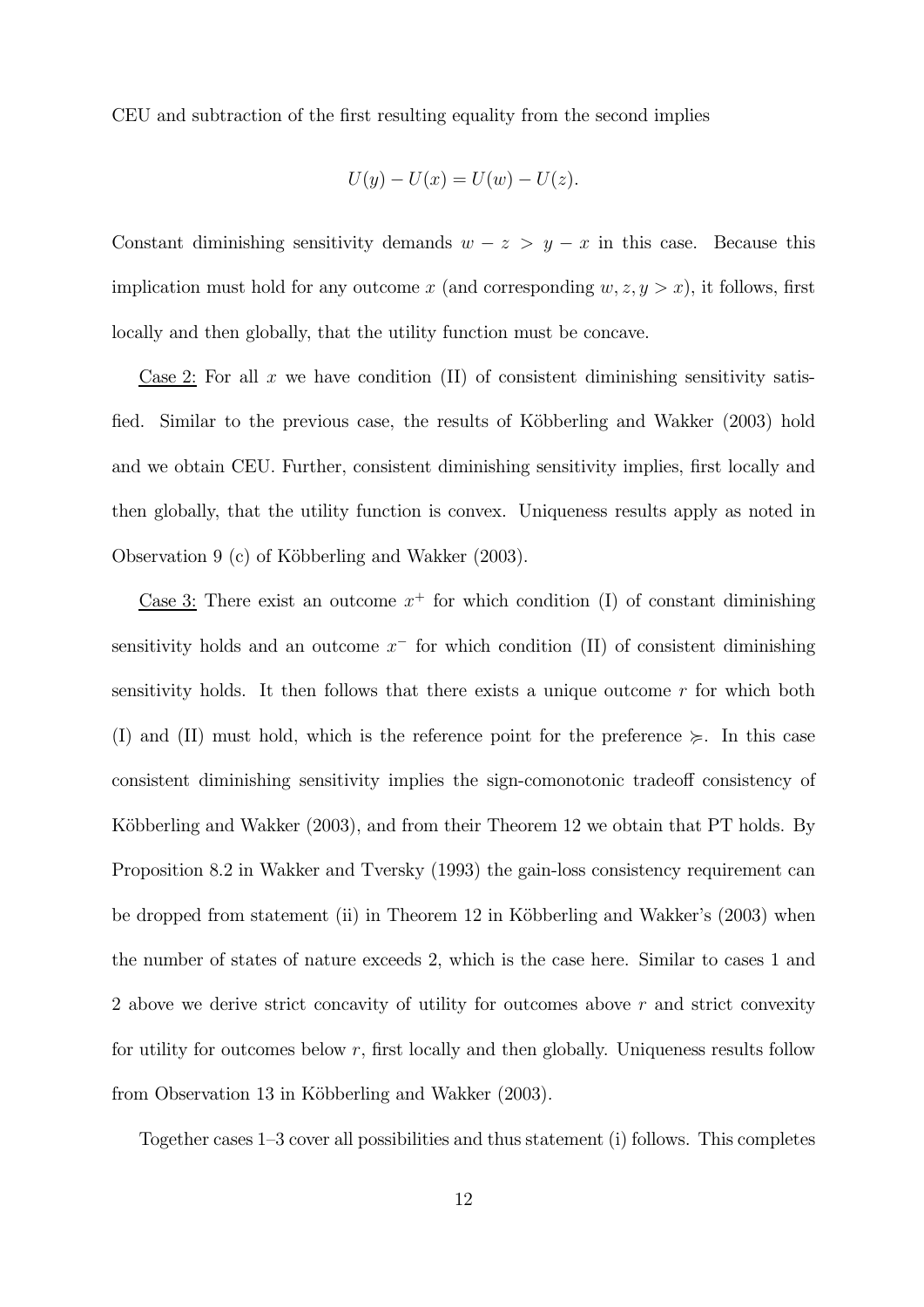CEU and subtraction of the first resulting equality from the second implies

$$U(y) - U(x) = U(w) - U(z).$$

Constant diminishing sensitivity demands $w - z > y - x$ in this case. Because this implication must hold for any outcome $x$ (and corresponding $w, z, y > x$), it follows, first locally and then globally, that the utility function must be concave.

Case 2: For all $x$ we have condition (II) of consistent diminishing sensitivity satisfied. Similar to the previous case, the results of Köbberling and Wakker (2003) hold and we obtain CEU. Further, consistent diminishing sensitivity implies, first locally and then globally, that the utility function is convex. Uniqueness results apply as noted in Observation 9 (c) of Köbberling and Wakker (2003).

Case 3: There exist an outcome $x^+$ for which condition (I) of constant diminishing sensitivity holds and an outcome $x^-$ for which condition (II) of consistent diminishing sensitivity holds. It then follows that there exists a unique outcome $r$ for which both (I) and (II) must hold, which is the reference point for the preference $\succcurlyeq$. In this case consistent diminishing sensitivity implies the sign-comonotonic tradeoff consistency of Köbberling and Wakker (2003), and from their Theorem 12 we obtain that PT holds. By Proposition 8.2 in Wakker and Tversky (1993) the gain-loss consistency requirement can be dropped from statement (ii) in Theorem 12 in Köbberling and Wakker's (2003) when the number of states of nature exceeds 2, which is the case here. Similar to cases 1 and 2 above we derive strict concavity of utility for outcomes above $r$ and strict convexity for utility for outcomes below $r$, first locally and then globally. Uniqueness results follow from Observation 13 in Köbberling and Wakker (2003).

Together cases 1–3 cover all possibilities and thus statement (i) follows. This completes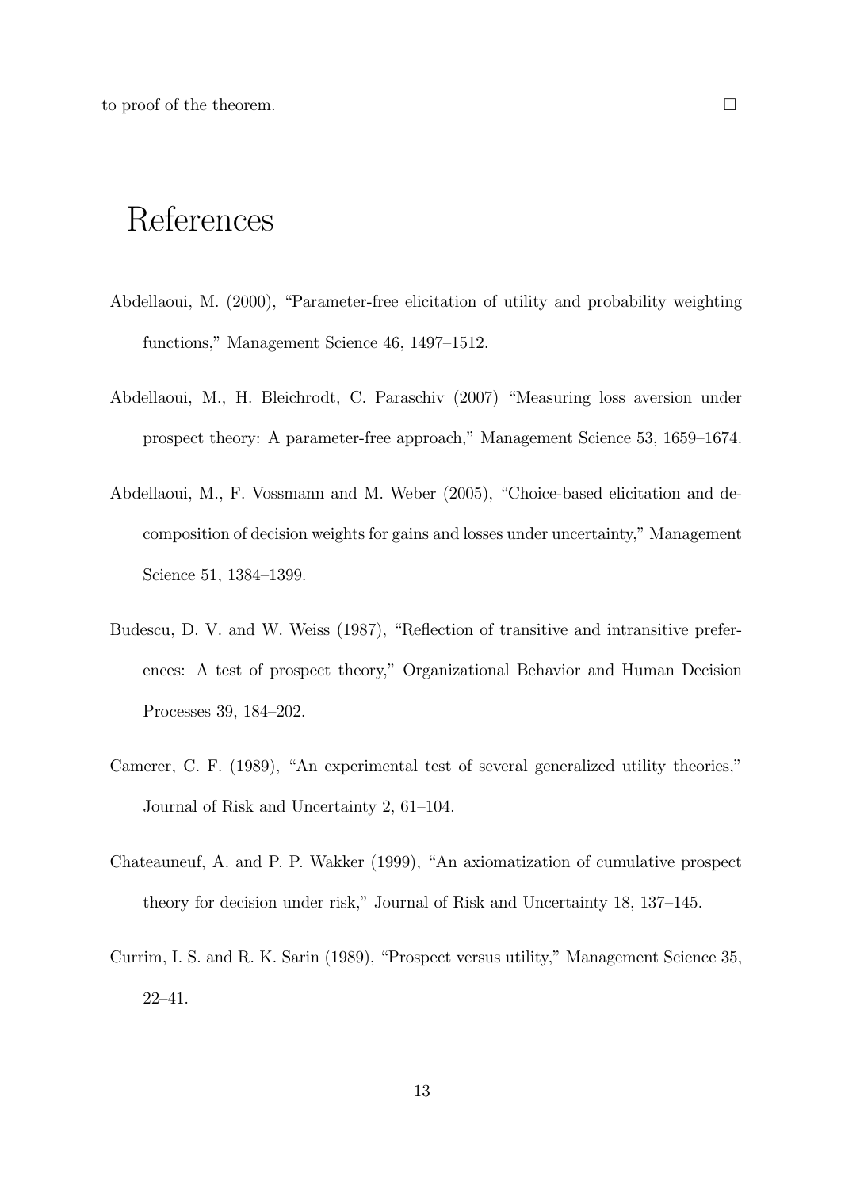to proof of the theorem. □

# References

Abdellaoui, M. (2000), "Parameter-free elicitation of utility and probability weighting functions," Management Science 46, 1497–1512.

Abdellaoui, M., H. Bleichrodt, C. Paraschiv (2007) "Measuring loss aversion under prospect theory: A parameter-free approach," Management Science 53, 1659–1674.

Abdellaoui, M., F. Vossmann and M. Weber (2005), "Choice-based elicitation and decomposition of decision weights for gains and losses under uncertainty," Management Science 51, 1384–1399.

Budescu, D. V. and W. Weiss (1987), "Reflection of transitive and intransitive preferences: A test of prospect theory," Organizational Behavior and Human Decision Processes 39, 184–202.

Camerer, C. F. (1989), "An experimental test of several generalized utility theories," Journal of Risk and Uncertainty 2, 61–104.

Chateauneuf, A. and P. P. Wakker (1999), "An axiomatization of cumulative prospect theory for decision under risk," Journal of Risk and Uncertainty 18, 137–145.

Currim, I. S. and R. K. Sarin (1989), "Prospect versus utility," Management Science 35, 22–41.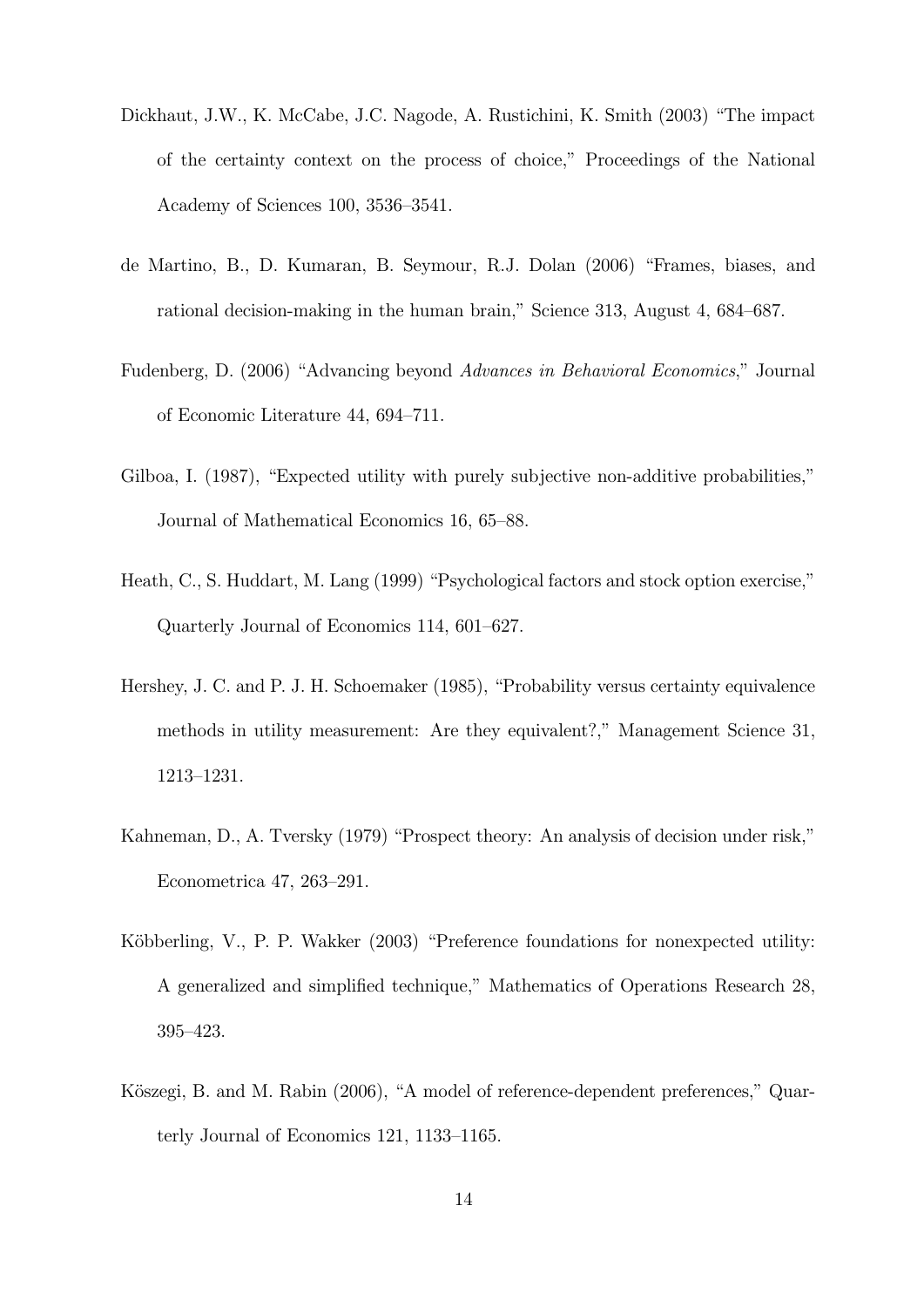Dickhaut, J.W., K. McCabe, J.C. Nagode, A. Rustichini, K. Smith (2003) "The impact of the certainty context on the process of choice," Proceedings of the National Academy of Sciences 100, 3536–3541.

de Martino, B., D. Kumaran, B. Seymour, R.J. Dolan (2006) "Frames, biases, and rational decision-making in the human brain," Science 313, August 4, 684–687.

Fudenberg, D. (2006) "Advancing beyond *Advances in Behavioral Economics*," Journal of Economic Literature 44, 694–711.

Gilboa, I. (1987), "Expected utility with purely subjective non-additive probabilities," Journal of Mathematical Economics 16, 65–88.

Heath, C., S. Huddart, M. Lang (1999) "Psychological factors and stock option exercise," Quarterly Journal of Economics 114, 601–627.

Hershey, J. C. and P. J. H. Schoemaker (1985), "Probability versus certainty equivalence methods in utility measurement: Are they equivalent?," Management Science 31, 1213–1231.

Kahneman, D., A. Tversky (1979) "Prospect theory: An analysis of decision under risk," Econometrica 47, 263–291.

Köbberling, V., P. P. Wakker (2003) "Preference foundations for nonexpected utility: A generalized and simplified technique," Mathematics of Operations Research 28, 395–423.

Köszegi, B. and M. Rabin (2006), "A model of reference-dependent preferences," Quarterly Journal of Economics 121, 1133–1165.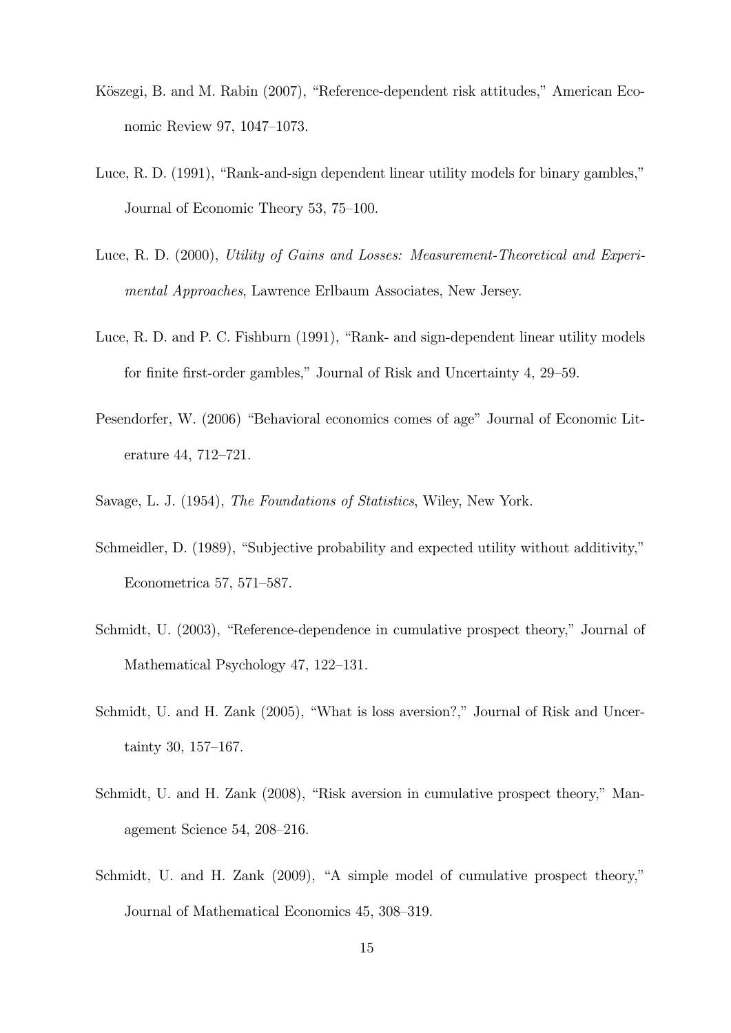Köszegi, B. and M. Rabin (2007), "Reference-dependent risk attitudes," American Economic Review 97, 1047–1073.

Luce, R. D. (1991), "Rank-and-sign dependent linear utility models for binary gambles," Journal of Economic Theory 53, 75–100.

Luce, R. D. (2000), *Utility of Gains and Losses: Measurement-Theoretical and Experimental Approaches*, Lawrence Erlbaum Associates, New Jersey.

Luce, R. D. and P. C. Fishburn (1991), "Rank- and sign-dependent linear utility models for finite first-order gambles," Journal of Risk and Uncertainty 4, 29–59.

Pesendorfer, W. (2006) "Behavioral economics comes of age" Journal of Economic Literature 44, 712–721.

Savage, L. J. (1954), *The Foundations of Statistics*, Wiley, New York.

Schmeidler, D. (1989), "Subjective probability and expected utility without additivity," Econometrica 57, 571–587.

Schmidt, U. (2003), "Reference-dependence in cumulative prospect theory," Journal of Mathematical Psychology 47, 122–131.

Schmidt, U. and H. Zank (2005), "What is loss aversion?," Journal of Risk and Uncertainty 30, 157–167.

Schmidt, U. and H. Zank (2008), "Risk aversion in cumulative prospect theory," Management Science 54, 208–216.

Schmidt, U. and H. Zank (2009), "A simple model of cumulative prospect theory," Journal of Mathematical Economics 45, 308–319.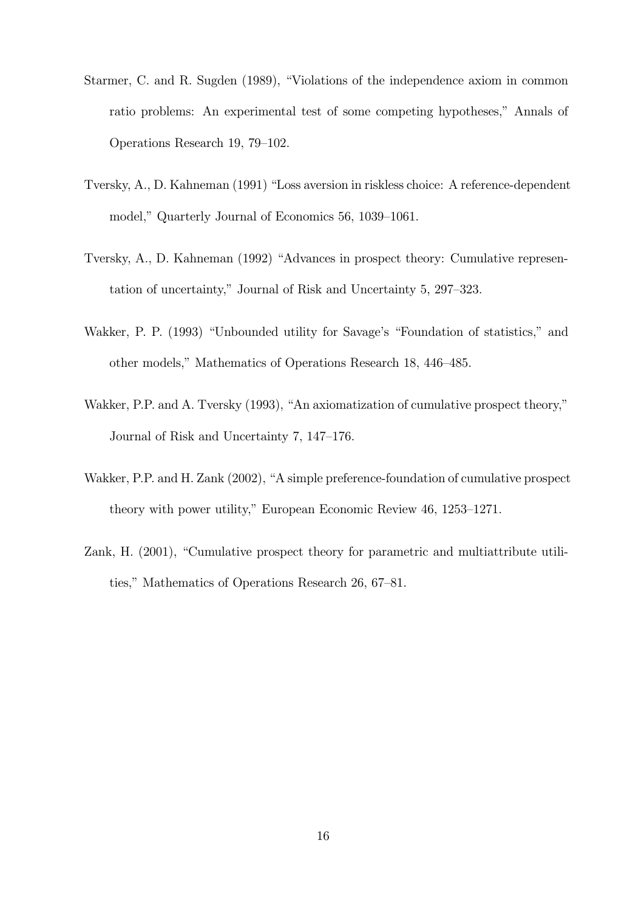Starmer, C. and R. Sugden (1989), "Violations of the independence axiom in common ratio problems: An experimental test of some competing hypotheses," Annals of Operations Research 19, 79–102.

Tversky, A., D. Kahneman (1991) "Loss aversion in riskless choice: A reference-dependent model," Quarterly Journal of Economics 56, 1039–1061.

Tversky, A., D. Kahneman (1992) "Advances in prospect theory: Cumulative representation of uncertainty," Journal of Risk and Uncertainty 5, 297–323.

Wakker, P. P. (1993) "Unbounded utility for Savage's "Foundation of statistics," and other models," Mathematics of Operations Research 18, 446–485.

Wakker, P.P. and A. Tversky (1993), "An axiomatization of cumulative prospect theory," Journal of Risk and Uncertainty 7, 147–176.

Wakker, P.P. and H. Zank (2002), "A simple preference-foundation of cumulative prospect theory with power utility," European Economic Review 46, 1253–1271.

Zank, H. (2001), "Cumulative prospect theory for parametric and multiattribute utilities," Mathematics of Operations Research 26, 67–81.